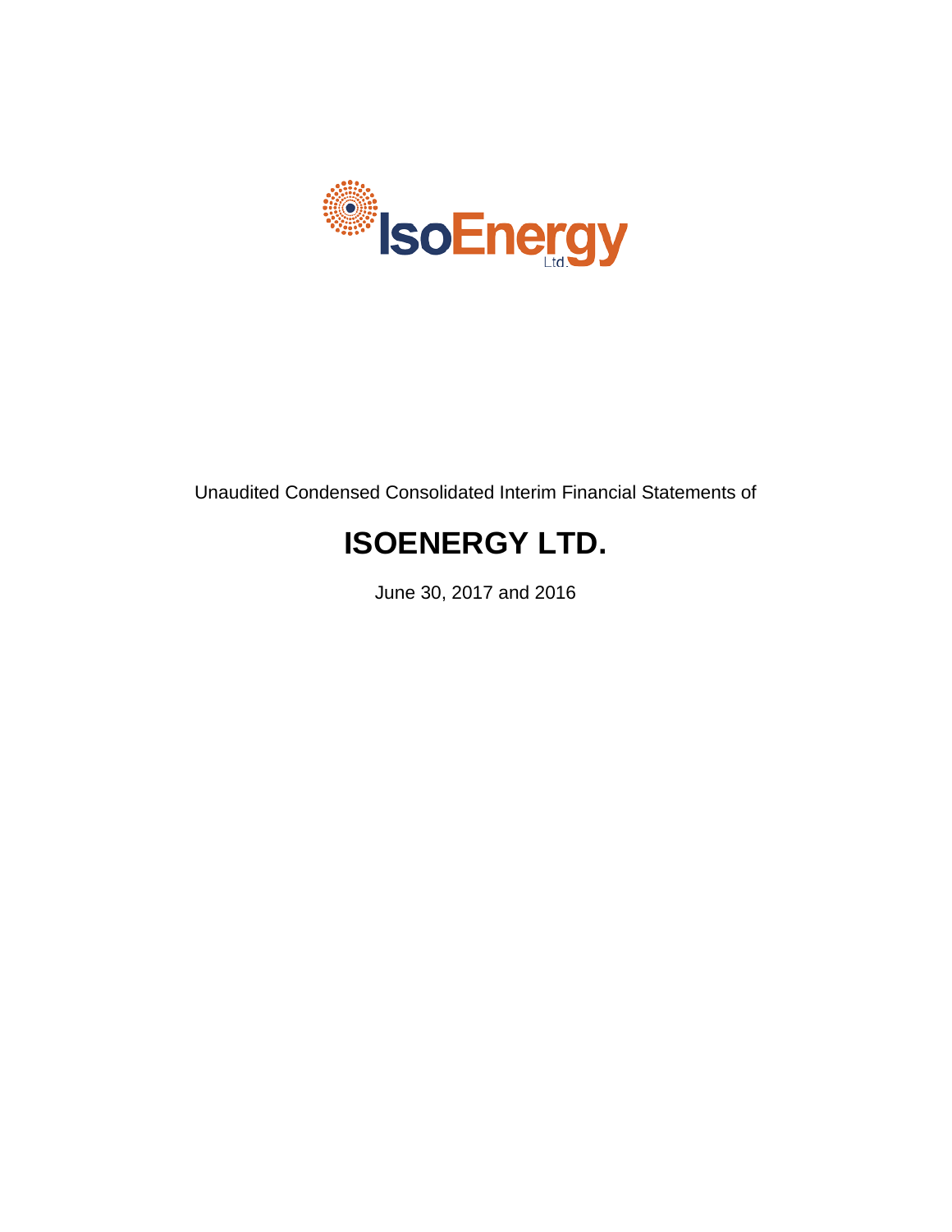IsoEnergy Ltd.

Unaudited Condensed Consolidated Interim Financial Statements of

# ISOENERGY LTD.

June 30, 2017 and 2016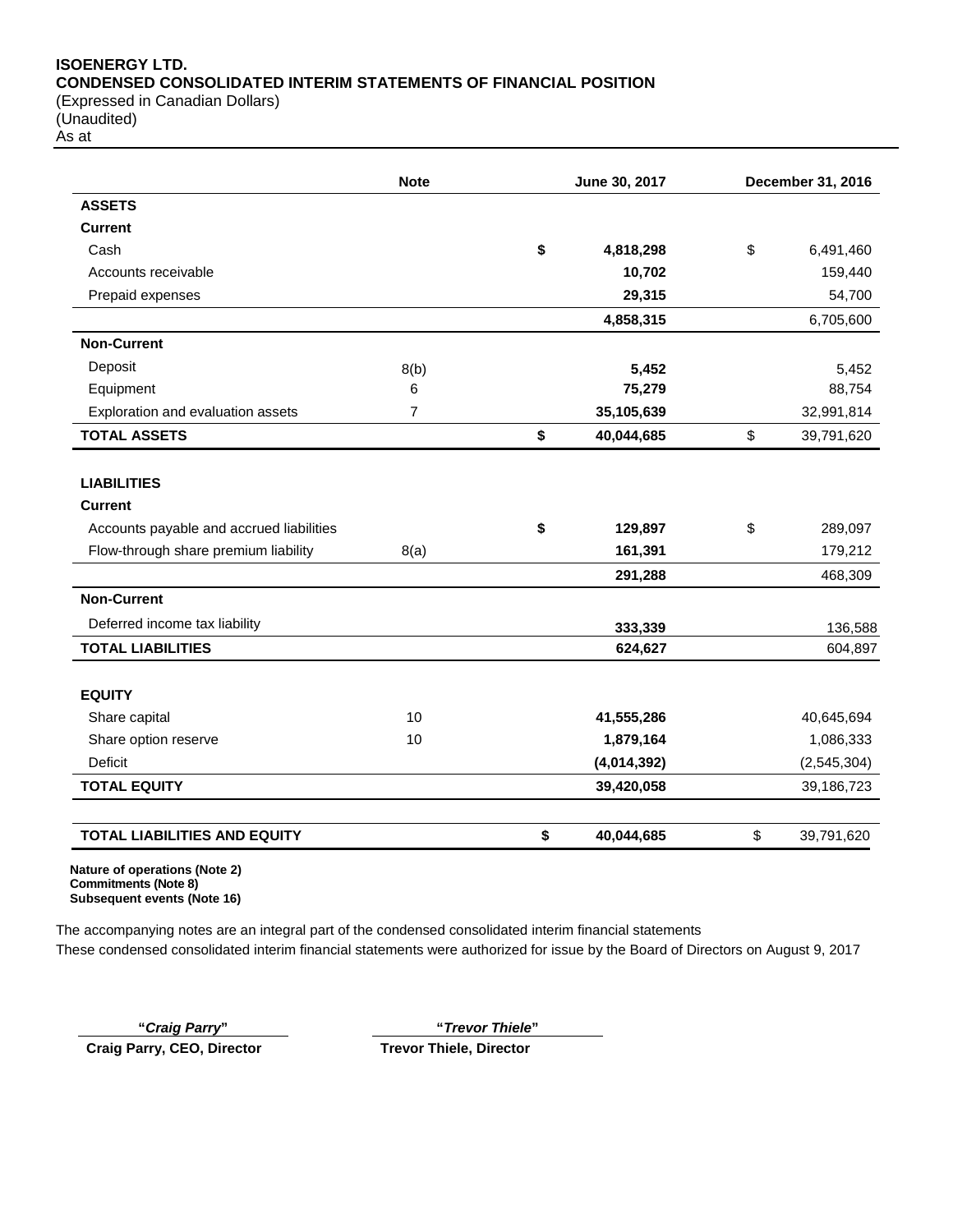**ISOENERGY LTD.**
**CONDENSED CONSOLIDATED INTERIM STATEMENTS OF FINANCIAL POSITION**
(Expressed in Canadian Dollars)
(Unaudited)
As at

| | Note | June 30, 2017 | December 31, 2016 |
|---|---|---|---|
| **ASSETS** | | | |
| **Current** | | | |
| Cash | | **$ 4,818,298** | $ 6,491,460 |
| Accounts receivable | | **10,702** | 159,440 |
| Prepaid expenses | | **29,315** | 54,700 |
| | | **4,858,315** | 6,705,600 |
| **Non-Current** | | | |
| Deposit | 8(b) | **5,452** | 5,452 |
| Equipment | 6 | **75,279** | 88,754 |
| Exploration and evaluation assets | 7 | **35,105,639** | 32,991,814 |
| **TOTAL ASSETS** | | **$ 40,044,685** | $ 39,791,620 |
| | | | |
| **LIABILITIES** | | | |
| **Current** | | | |
| Accounts payable and accrued liabilities | | **$ 129,897** | $ 289,097 |
| Flow-through share premium liability | 8(a) | **161,391** | 179,212 |
| | | **291,288** | 468,309 |
| **Non-Current** | | | |
| Deferred income tax liability | | **333,339** | 136,588 |
| **TOTAL LIABILITIES** | | **624,627** | 604,897 |
| | | | |
| **EQUITY** | | | |
| Share capital | 10 | **41,555,286** | 40,645,694 |
| Share option reserve | 10 | **1,879,164** | 1,086,333 |
| Deficit | | **(4,014,392)** | (2,545,304) |
| **TOTAL EQUITY** | | **39,420,058** | 39,186,723 |
| | | | |
| **TOTAL LIABILITIES AND EQUITY** | | **$ 40,044,685** | $ 39,791,620 |

**Nature of operations (Note 2)**
**Commitments (Note 8)**
**Subsequent events (Note 16)**

The accompanying notes are an integral part of the condensed consolidated interim financial statements
These condensed consolidated interim financial statements were authorized for issue by the Board of Directors on August 9, 2017

**"*Craig Parry*"**
**Craig Parry, CEO, Director**

**"*Trevor Thiele*"**
**Trevor Thiele, Director**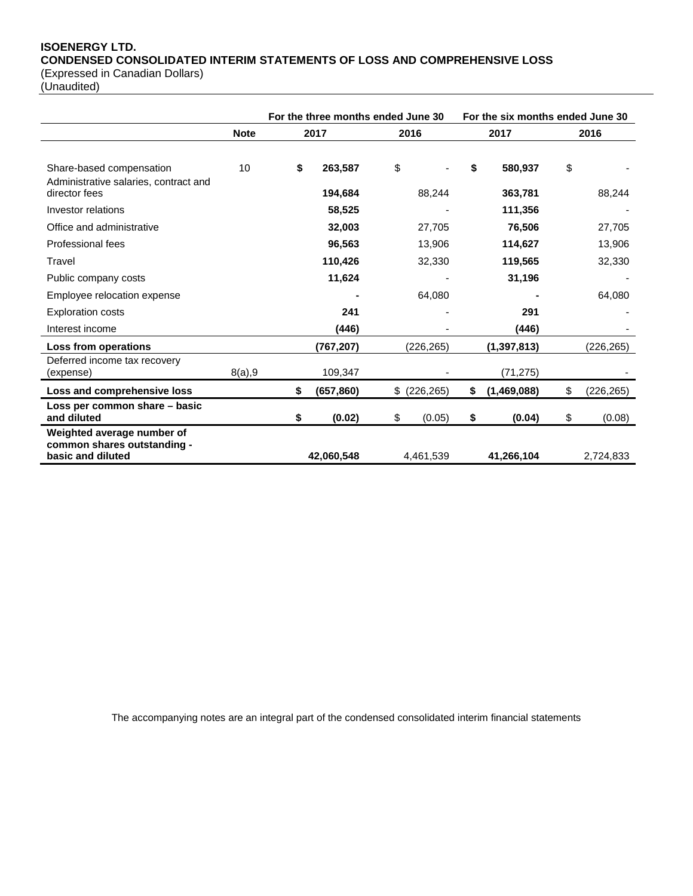**ISOENERGY LTD.**
**CONDENSED CONSOLIDATED INTERIM STATEMENTS OF LOSS AND COMPREHENSIVE LOSS**
(Expressed in Canadian Dollars)
(Unaudited)

| | | For the three months ended June 30 | | For the six months ended June 30 | |
|---|---|---|---|---|---|
| | **Note** | **2017** | **2016** | **2017** | **2016** |
| Share-based compensation | 10 | **$ 263,587** | $ - | **$ 580,937** | $ - |
| Administrative salaries, contract and director fees | | **194,684** | 88,244 | **363,781** | 88,244 |
| Investor relations | | **58,525** | - | **111,356** | - |
| Office and administrative | | **32,003** | 27,705 | **76,506** | 27,705 |
| Professional fees | | **96,563** | 13,906 | **114,627** | 13,906 |
| Travel | | **110,426** | 32,330 | **119,565** | 32,330 |
| Public company costs | | **11,624** | - | **31,196** | - |
| Employee relocation expense | | **-** | 64,080 | **-** | 64,080 |
| Exploration costs | | **241** | - | **291** | - |
| Interest income | | **(446)** | - | **(446)** | - |
| **Loss from operations** | | **(767,207)** | (226,265) | **(1,397,813)** | (226,265) |
| Deferred income tax recovery (expense) | 8(a),9 | 109,347 | - | (71,275) | - |
| **Loss and comprehensive loss** | | **$ (657,860)** | $ (226,265) | **$ (1,469,088)** | $ (226,265) |
| **Loss per common share – basic and diluted** | | **$ (0.02)** | $ (0.05) | **$ (0.04)** | $ (0.08) |
| **Weighted average number of common shares outstanding - basic and diluted** | | **42,060,548** | 4,461,539 | **41,266,104** | 2,724,833 |

The accompanying notes are an integral part of the condensed consolidated interim financial statements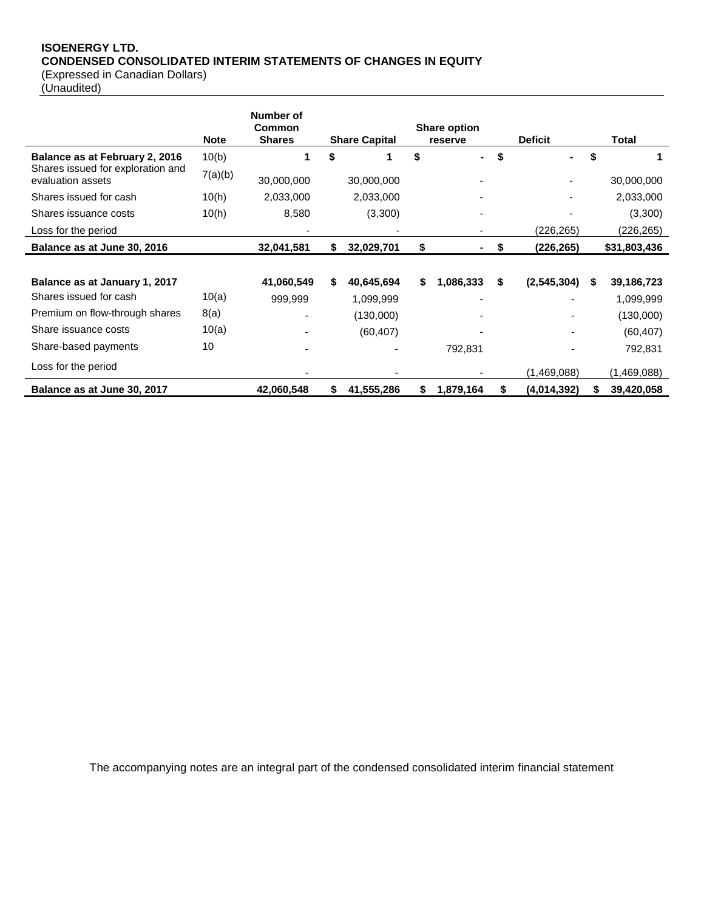**ISOENERGY LTD.**
**CONDENSED CONSOLIDATED INTERIM STATEMENTS OF CHANGES IN EQUITY**
(Expressed in Canadian Dollars)
(Unaudited)

| | Note | Number of Common Shares | Share Capital | Share option reserve | Deficit | Total |
|---|---|---|---|---|---|---|
| **Balance as at February 2, 2016** | 10(b) | **1** | **$ 1** | **$ -** | **$ -** | **$ 1** |
| Shares issued for exploration and evaluation assets | 7(a)(b) | 30,000,000 | 30,000,000 | - | - | 30,000,000 |
| Shares issued for cash | 10(h) | 2,033,000 | 2,033,000 | - | - | 2,033,000 |
| Shares issuance costs | 10(h) | 8,580 | (3,300) | - | - | (3,300) |
| Loss for the period | | - | - | - | (226,265) | (226,265) |
| **Balance as at June 30, 2016** | | **32,041,581** | **$ 32,029,701** | **$ -** | **$ (226,265)** | **$31,803,436** |
| | | | | | | |
| **Balance as at January 1, 2017** | | **41,060,549** | **$ 40,645,694** | **$ 1,086,333** | **$ (2,545,304)** | **$ 39,186,723** |
| Shares issued for cash | 10(a) | 999,999 | 1,099,999 | - | - | 1,099,999 |
| Premium on flow-through shares | 8(a) | - | (130,000) | - | - | (130,000) |
| Share issuance costs | 10(a) | - | (60,407) | - | - | (60,407) |
| Share-based payments | 10 | - | - | 792,831 | - | 792,831 |
| Loss for the period | | - | - | - | (1,469,088) | (1,469,088) |
| **Balance as at June 30, 2017** | | **42,060,548** | **$ 41,555,286** | **$ 1,879,164** | **$ (4,014,392)** | **$ 39,420,058** |

The accompanying notes are an integral part of the condensed consolidated interim financial statement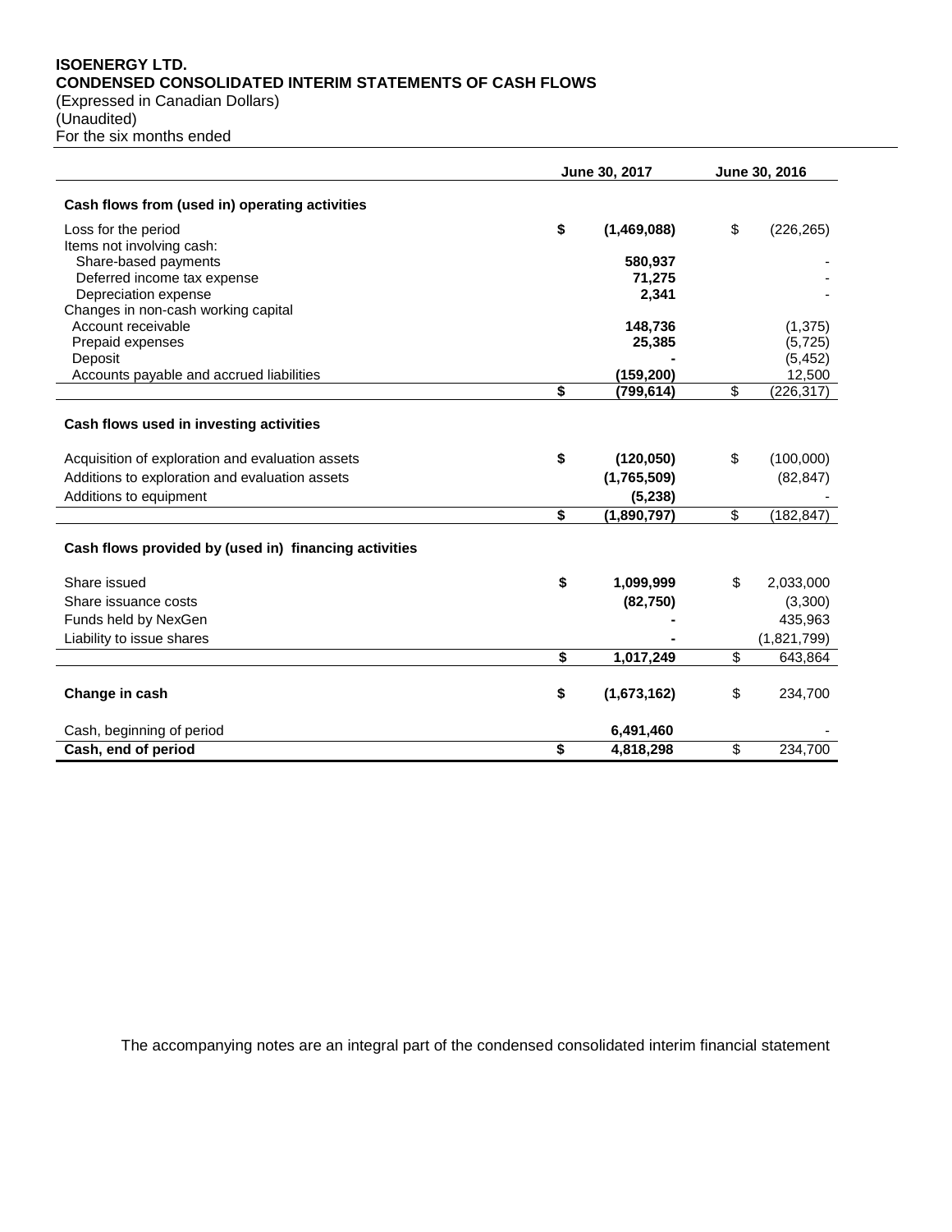**ISOENERGY LTD.**
**CONDENSED CONSOLIDATED INTERIM STATEMENTS OF CASH FLOWS**
(Expressed in Canadian Dollars)
(Unaudited)
For the six months ended

| | June 30, 2017 | June 30, 2016 |
|---|---|---|
| **Cash flows from (used in) operating activities** | | |
| Loss for the period | **$ (1,469,088)** | $ (226,265) |
| Items not involving cash: | | |
| Share-based payments | **580,937** | - |
| Deferred income tax expense | **71,275** | - |
| Depreciation expense | **2,341** | - |
| Changes in non-cash working capital | | |
| Account receivable | **148,736** | (1,375) |
| Prepaid expenses | **25,385** | (5,725) |
| Deposit | **-** | (5,452) |
| Accounts payable and accrued liabilities | **(159,200)** | 12,500 |
| | **$ (799,614)** | $ (226,317) |
| **Cash flows used in investing activities** | | |
| Acquisition of exploration and evaluation assets | **$ (120,050)** | $ (100,000) |
| Additions to exploration and evaluation assets | **(1,765,509)** | (82,847) |
| Additions to equipment | **(5,238)** | - |
| | **$ (1,890,797)** | $ (182,847) |
| **Cash flows provided by (used in) financing activities** | | |
| Share issued | **$ 1,099,999** | $ 2,033,000 |
| Share issuance costs | **(82,750)** | (3,300) |
| Funds held by NexGen | **-** | 435,963 |
| Liability to issue shares | **-** | (1,821,799) |
| | **$ 1,017,249** | $ 643,864 |
| **Change in cash** | **$ (1,673,162)** | $ 234,700 |
| Cash, beginning of period | **6,491,460** | - |
| **Cash, end of period** | **$ 4,818,298** | $ 234,700 |

The accompanying notes are an integral part of the condensed consolidated interim financial statement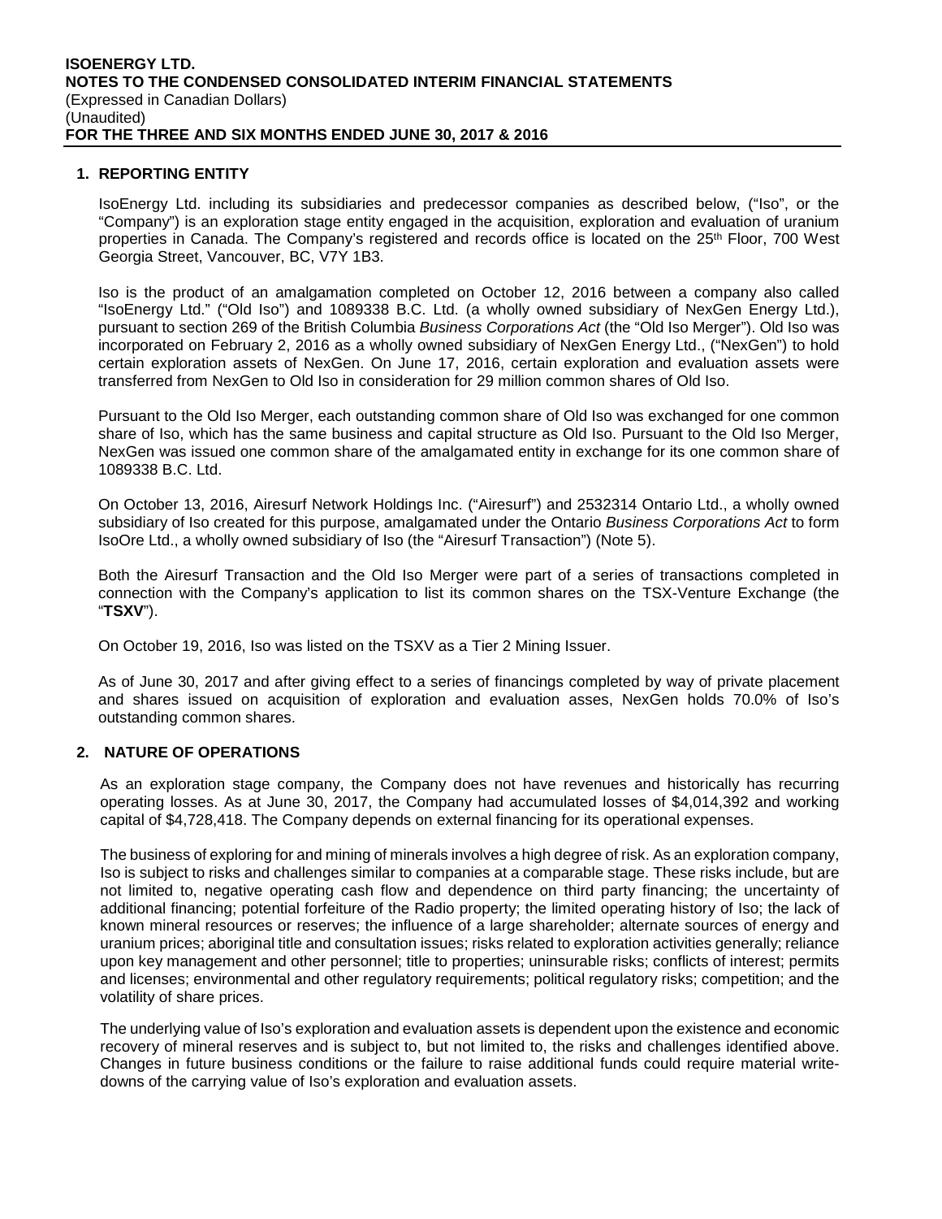## 1. REPORTING ENTITY

IsoEnergy Ltd. including its subsidiaries and predecessor companies as described below, ("Iso", or the "Company") is an exploration stage entity engaged in the acquisition, exploration and evaluation of uranium properties in Canada. The Company's registered and records office is located on the 25th Floor, 700 West Georgia Street, Vancouver, BC, V7Y 1B3.

Iso is the product of an amalgamation completed on October 12, 2016 between a company also called "IsoEnergy Ltd." ("Old Iso") and 1089338 B.C. Ltd. (a wholly owned subsidiary of NexGen Energy Ltd.), pursuant to section 269 of the British Columbia *Business Corporations Act* (the "Old Iso Merger"). Old Iso was incorporated on February 2, 2016 as a wholly owned subsidiary of NexGen Energy Ltd., ("NexGen") to hold certain exploration assets of NexGen. On June 17, 2016, certain exploration and evaluation assets were transferred from NexGen to Old Iso in consideration for 29 million common shares of Old Iso.

Pursuant to the Old Iso Merger, each outstanding common share of Old Iso was exchanged for one common share of Iso, which has the same business and capital structure as Old Iso. Pursuant to the Old Iso Merger, NexGen was issued one common share of the amalgamated entity in exchange for its one common share of 1089338 B.C. Ltd.

On October 13, 2016, Airesurf Network Holdings Inc. ("Airesurf") and 2532314 Ontario Ltd., a wholly owned subsidiary of Iso created for this purpose, amalgamated under the Ontario *Business Corporations Act* to form IsoOre Ltd., a wholly owned subsidiary of Iso (the "Airesurf Transaction") (Note 5).

Both the Airesurf Transaction and the Old Iso Merger were part of a series of transactions completed in connection with the Company's application to list its common shares on the TSX-Venture Exchange (the "**TSXV**").

On October 19, 2016, Iso was listed on the TSXV as a Tier 2 Mining Issuer.

As of June 30, 2017 and after giving effect to a series of financings completed by way of private placement and shares issued on acquisition of exploration and evaluation asses, NexGen holds 70.0% of Iso's outstanding common shares.

## 2. NATURE OF OPERATIONS

As an exploration stage company, the Company does not have revenues and historically has recurring operating losses. As at June 30, 2017, the Company had accumulated losses of $4,014,392 and working capital of $4,728,418. The Company depends on external financing for its operational expenses.

The business of exploring for and mining of minerals involves a high degree of risk. As an exploration company, Iso is subject to risks and challenges similar to companies at a comparable stage. These risks include, but are not limited to, negative operating cash flow and dependence on third party financing; the uncertainty of additional financing; potential forfeiture of the Radio property; the limited operating history of Iso; the lack of known mineral resources or reserves; the influence of a large shareholder; alternate sources of energy and uranium prices; aboriginal title and consultation issues; risks related to exploration activities generally; reliance upon key management and other personnel; title to properties; uninsurable risks; conflicts of interest; permits and licenses; environmental and other regulatory requirements; political regulatory risks; competition; and the volatility of share prices.

The underlying value of Iso's exploration and evaluation assets is dependent upon the existence and economic recovery of mineral reserves and is subject to, but not limited to, the risks and challenges identified above. Changes in future business conditions or the failure to raise additional funds could require material write-downs of the carrying value of Iso's exploration and evaluation assets.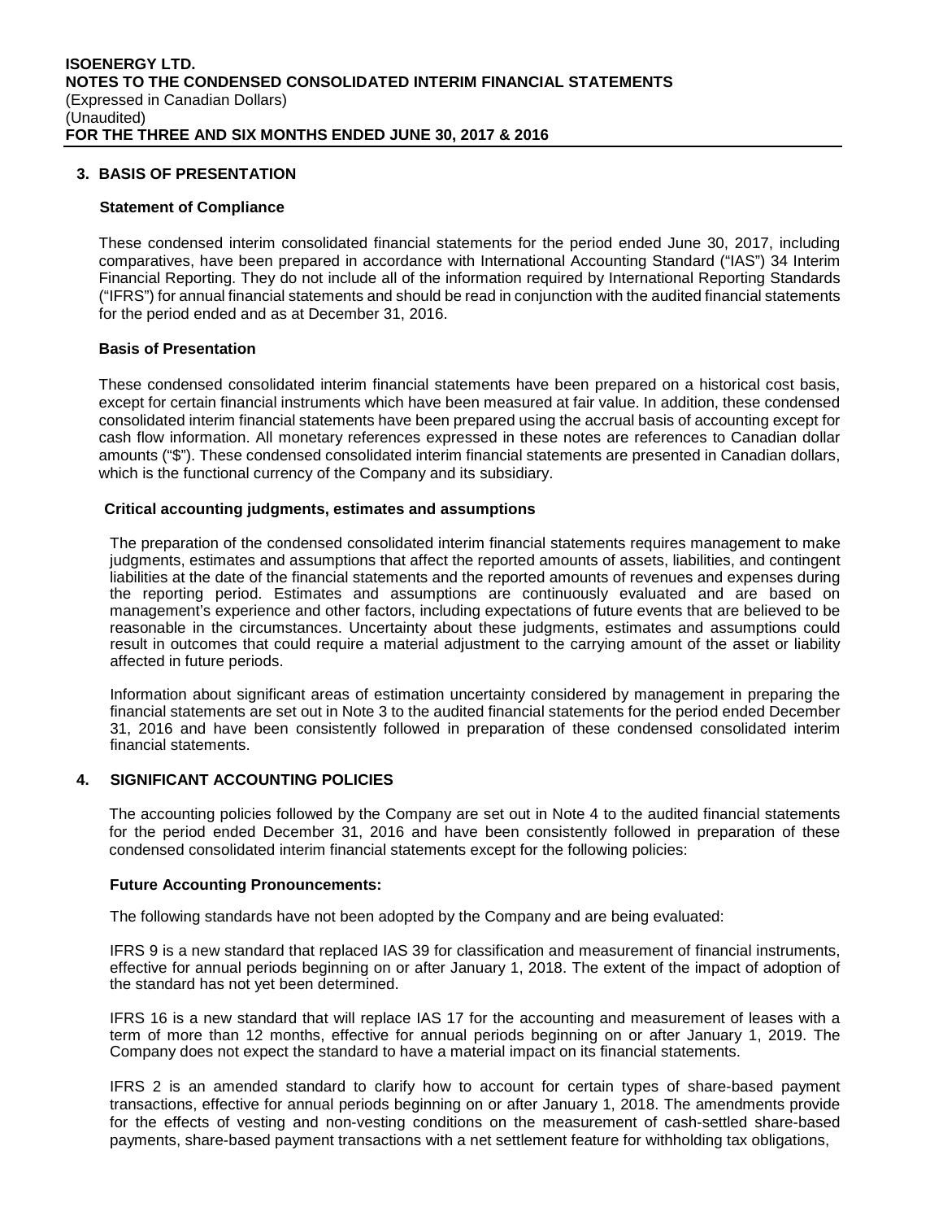## 3. BASIS OF PRESENTATION

### Statement of Compliance

These condensed interim consolidated financial statements for the period ended June 30, 2017, including comparatives, have been prepared in accordance with International Accounting Standard ("IAS") 34 Interim Financial Reporting. They do not include all of the information required by International Reporting Standards ("IFRS") for annual financial statements and should be read in conjunction with the audited financial statements for the period ended and as at December 31, 2016.

### Basis of Presentation

These condensed consolidated interim financial statements have been prepared on a historical cost basis, except for certain financial instruments which have been measured at fair value. In addition, these condensed consolidated interim financial statements have been prepared using the accrual basis of accounting except for cash flow information. All monetary references expressed in these notes are references to Canadian dollar amounts ("$"). These condensed consolidated interim financial statements are presented in Canadian dollars, which is the functional currency of the Company and its subsidiary.

### Critical accounting judgments, estimates and assumptions

The preparation of the condensed consolidated interim financial statements requires management to make judgments, estimates and assumptions that affect the reported amounts of assets, liabilities, and contingent liabilities at the date of the financial statements and the reported amounts of revenues and expenses during the reporting period. Estimates and assumptions are continuously evaluated and are based on management's experience and other factors, including expectations of future events that are believed to be reasonable in the circumstances. Uncertainty about these judgments, estimates and assumptions could result in outcomes that could require a material adjustment to the carrying amount of the asset or liability affected in future periods.

Information about significant areas of estimation uncertainty considered by management in preparing the financial statements are set out in Note 3 to the audited financial statements for the period ended December 31, 2016 and have been consistently followed in preparation of these condensed consolidated interim financial statements.

## 4. SIGNIFICANT ACCOUNTING POLICIES

The accounting policies followed by the Company are set out in Note 4 to the audited financial statements for the period ended December 31, 2016 and have been consistently followed in preparation of these condensed consolidated interim financial statements except for the following policies:

### Future Accounting Pronouncements:

The following standards have not been adopted by the Company and are being evaluated:

IFRS 9 is a new standard that replaced IAS 39 for classification and measurement of financial instruments, effective for annual periods beginning on or after January 1, 2018. The extent of the impact of adoption of the standard has not yet been determined.

IFRS 16 is a new standard that will replace IAS 17 for the accounting and measurement of leases with a term of more than 12 months, effective for annual periods beginning on or after January 1, 2019. The Company does not expect the standard to have a material impact on its financial statements.

IFRS 2 is an amended standard to clarify how to account for certain types of share-based payment transactions, effective for annual periods beginning on or after January 1, 2018. The amendments provide for the effects of vesting and non-vesting conditions on the measurement of cash-settled share-based payments, share-based payment transactions with a net settlement feature for withholding tax obligations,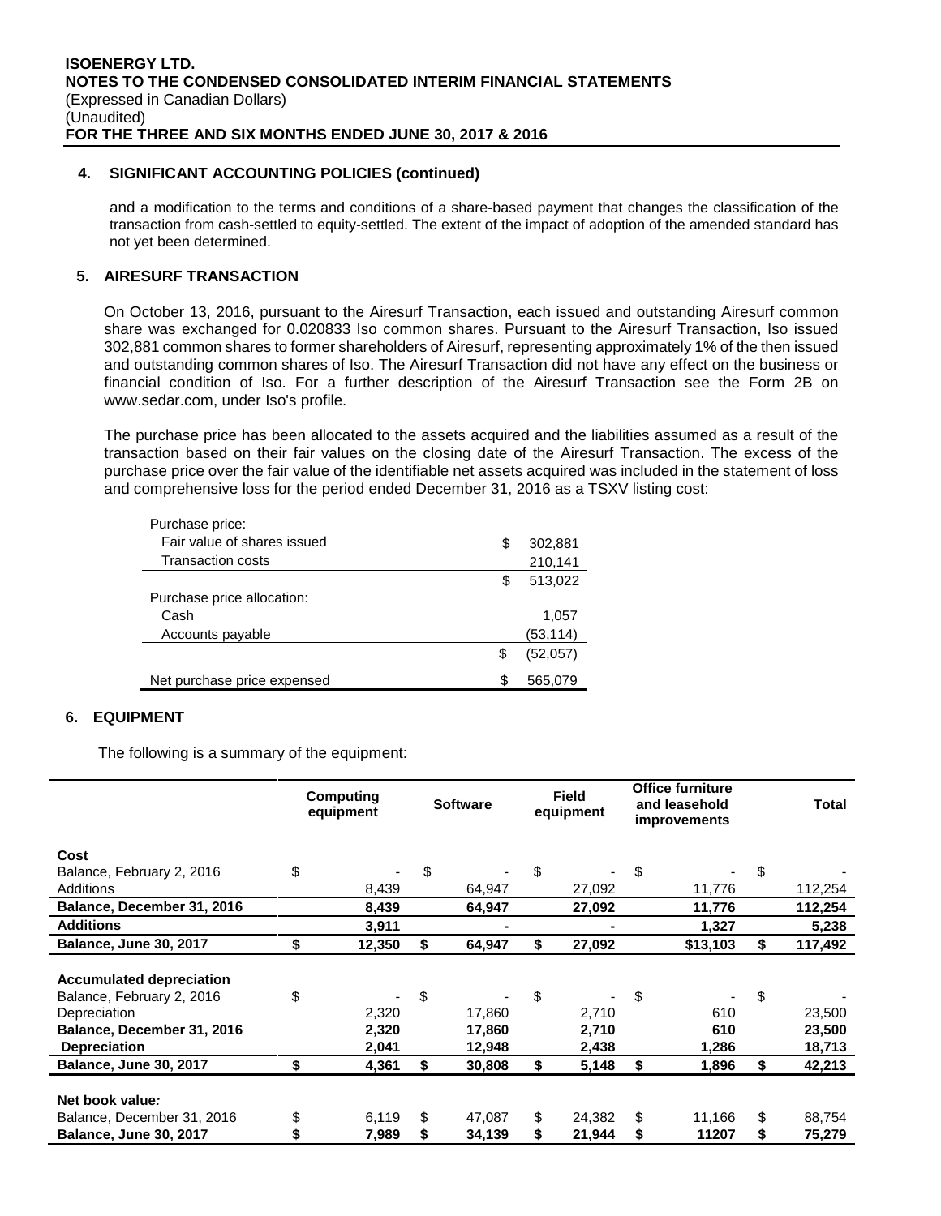## 4. SIGNIFICANT ACCOUNTING POLICIES (continued)

and a modification to the terms and conditions of a share-based payment that changes the classification of the transaction from cash-settled to equity-settled. The extent of the impact of adoption of the amended standard has not yet been determined.

## 5. AIRESURF TRANSACTION

On October 13, 2016, pursuant to the Airesurf Transaction, each issued and outstanding Airesurf common share was exchanged for 0.020833 Iso common shares. Pursuant to the Airesurf Transaction, Iso issued 302,881 common shares to former shareholders of Airesurf, representing approximately 1% of the then issued and outstanding common shares of Iso. The Airesurf Transaction did not have any effect on the business or financial condition of Iso. For a further description of the Airesurf Transaction see the Form 2B on www.sedar.com, under Iso's profile.

The purchase price has been allocated to the assets acquired and the liabilities assumed as a result of the transaction based on their fair values on the closing date of the Airesurf Transaction. The excess of the purchase price over the fair value of the identifiable net assets acquired was included in the statement of loss and comprehensive loss for the period ended December 31, 2016 as a TSXV listing cost:

| | |
|---|---|
| Purchase price: | |
| Fair value of shares issued | $ 302,881 |
| Transaction costs | 210,141 |
| | $ 513,022 |
| Purchase price allocation: | |
| Cash | 1,057 |
| Accounts payable | (53,114) |
| | $ (52,057) |
| Net purchase price expensed | $ 565,079 |

## 6. EQUIPMENT

The following is a summary of the equipment:

| | Computing equipment | Software | Field equipment | Office furniture and leasehold improvements | Total |
|---|---|---|---|---|---|
| **Cost** | | | | | |
| Balance, February 2, 2016 | $ - | $ - | $ - | $ - | $ - |
| Additions | 8,439 | 64,947 | 27,092 | 11,776 | 112,254 |
| **Balance, December 31, 2016** | **8,439** | **64,947** | **27,092** | **11,776** | **112,254** |
| **Additions** | **3,911** | **-** | **-** | **1,327** | **5,238** |
| **Balance, June 30, 2017** | **$ 12,350** | **$ 64,947** | **$ 27,092** | **$13,103** | **$ 117,492** |
| **Accumulated depreciation** | | | | | |
| Balance, February 2, 2016 | $ - | $ - | $ - | $ - | $ - |
| Depreciation | 2,320 | 17,860 | 2,710 | 610 | 23,500 |
| **Balance, December 31, 2016** | **2,320** | **17,860** | **2,710** | **610** | **23,500** |
| **Depreciation** | **2,041** | **12,948** | **2,438** | **1,286** | **18,713** |
| **Balance, June 30, 2017** | **$ 4,361** | **$ 30,808** | **$ 5,148** | **$ 1,896** | **$ 42,213** |
| **Net book value:** | | | | | |
| Balance, December 31, 2016 | $ 6,119 | $ 47,087 | $ 24,382 | $ 11,166 | $ 88,754 |
| **Balance, June 30, 2017** | **$ 7,989** | **$ 34,139** | **$ 21,944** | **$ 11207** | **$ 75,279** |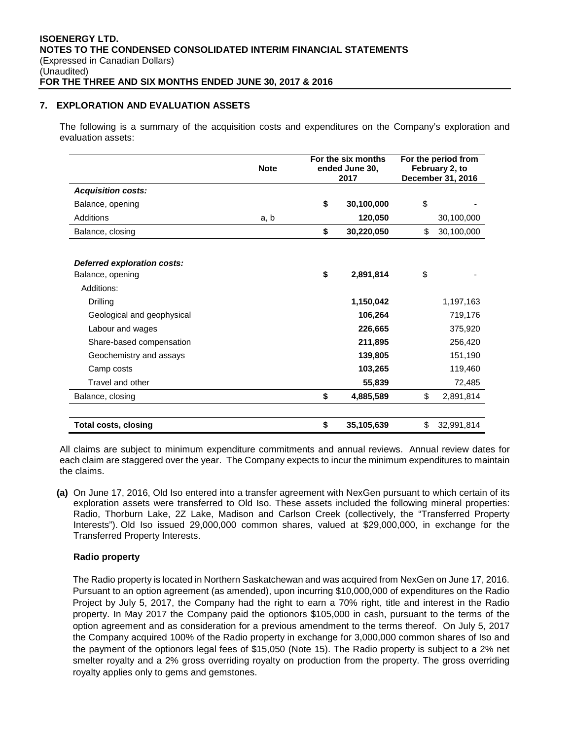## 7. EXPLORATION AND EVALUATION ASSETS

The following is a summary of the acquisition costs and expenditures on the Company's exploration and evaluation assets:

| | Note | For the six months ended June 30, 2017 | For the period from February 2, to December 31, 2016 |
|---|---|---|---|
| ***Acquisition costs:*** | | | |
| Balance, opening | | **$ 30,100,000** | $ - |
| Additions | a, b | **120,050** | 30,100,000 |
| Balance, closing | | **$ 30,220,050** | $ 30,100,000 |
| | | | |
| ***Deferred exploration costs:*** | | | |
| Balance, opening | | **$ 2,891,814** | $ - |
| Additions: | | | |
| Drilling | | **1,150,042** | 1,197,163 |
| Geological and geophysical | | **106,264** | 719,176 |
| Labour and wages | | **226,665** | 375,920 |
| Share-based compensation | | **211,895** | 256,420 |
| Geochemistry and assays | | **139,805** | 151,190 |
| Camp costs | | **103,265** | 119,460 |
| Travel and other | | **55,839** | 72,485 |
| Balance, closing | | **$ 4,885,589** | $ 2,891,814 |
| | | | |
| **Total costs, closing** | | **$ 35,105,639** | $ 32,991,814 |

All claims are subject to minimum expenditure commitments and annual reviews. Annual review dates for each claim are staggered over the year. The Company expects to incur the minimum expenditures to maintain the claims.

**(a)** On June 17, 2016, Old Iso entered into a transfer agreement with NexGen pursuant to which certain of its exploration assets were transferred to Old Iso. These assets included the following mineral properties: Radio, Thorburn Lake, 2Z Lake, Madison and Carlson Creek (collectively, the "Transferred Property Interests"). Old Iso issued 29,000,000 common shares, valued at $29,000,000, in exchange for the Transferred Property Interests.

**Radio property**

The Radio property is located in Northern Saskatchewan and was acquired from NexGen on June 17, 2016. Pursuant to an option agreement (as amended), upon incurring $10,000,000 of expenditures on the Radio Project by July 5, 2017, the Company had the right to earn a 70% right, title and interest in the Radio property. In May 2017 the Company paid the optionors $105,000 in cash, pursuant to the terms of the option agreement and as consideration for a previous amendment to the terms thereof. On July 5, 2017 the Company acquired 100% of the Radio property in exchange for 3,000,000 common shares of Iso and the payment of the optionors legal fees of $15,050 (Note 15). The Radio property is subject to a 2% net smelter royalty and a 2% gross overriding royalty on production from the property. The gross overriding royalty applies only to gems and gemstones.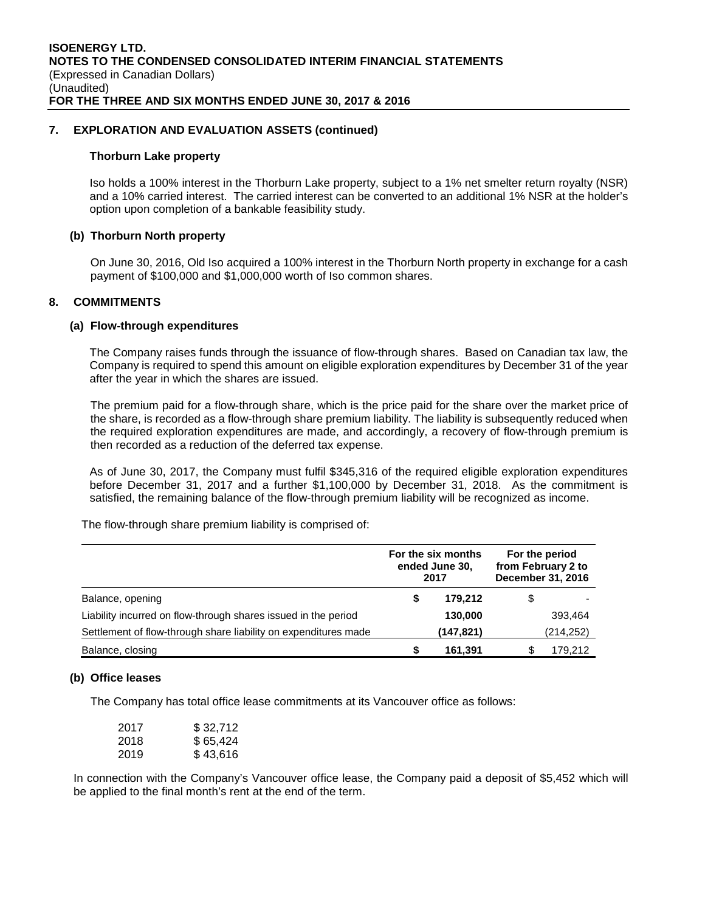## 7. EXPLORATION AND EVALUATION ASSETS (continued)

### Thorburn Lake property

Iso holds a 100% interest in the Thorburn Lake property, subject to a 1% net smelter return royalty (NSR) and a 10% carried interest. The carried interest can be converted to an additional 1% NSR at the holder's option upon completion of a bankable feasibility study.

### (b) Thorburn North property

On June 30, 2016, Old Iso acquired a 100% interest in the Thorburn North property in exchange for a cash payment of $100,000 and $1,000,000 worth of Iso common shares.

## 8. COMMITMENTS

### (a) Flow-through expenditures

The Company raises funds through the issuance of flow-through shares. Based on Canadian tax law, the Company is required to spend this amount on eligible exploration expenditures by December 31 of the year after the year in which the shares are issued.

The premium paid for a flow-through share, which is the price paid for the share over the market price of the share, is recorded as a flow-through share premium liability. The liability is subsequently reduced when the required exploration expenditures are made, and accordingly, a recovery of flow-through premium is then recorded as a reduction of the deferred tax expense.

As of June 30, 2017, the Company must fulfil $345,316 of the required eligible exploration expenditures before December 31, 2017 and a further $1,100,000 by December 31, 2018. As the commitment is satisfied, the remaining balance of the flow-through premium liability will be recognized as income.

The flow-through share premium liability is comprised of:

| | For the six months ended June 30, 2017 | For the period from February 2 to December 31, 2016 |
|---|---|---|
| Balance, opening | **$ 179,212** | $ - |
| Liability incurred on flow-through shares issued in the period | **130,000** | 393,464 |
| Settlement of flow-through share liability on expenditures made | **(147,821)** | (214,252) |
| Balance, closing | **$ 161,391** | $ 179,212 |

### (b) Office leases

The Company has total office lease commitments at its Vancouver office as follows:

| | |
|---|---|
| 2017 | $ 32,712 |
| 2018 | $ 65,424 |
| 2019 | $ 43,616 |

In connection with the Company's Vancouver office lease, the Company paid a deposit of $5,452 which will be applied to the final month's rent at the end of the term.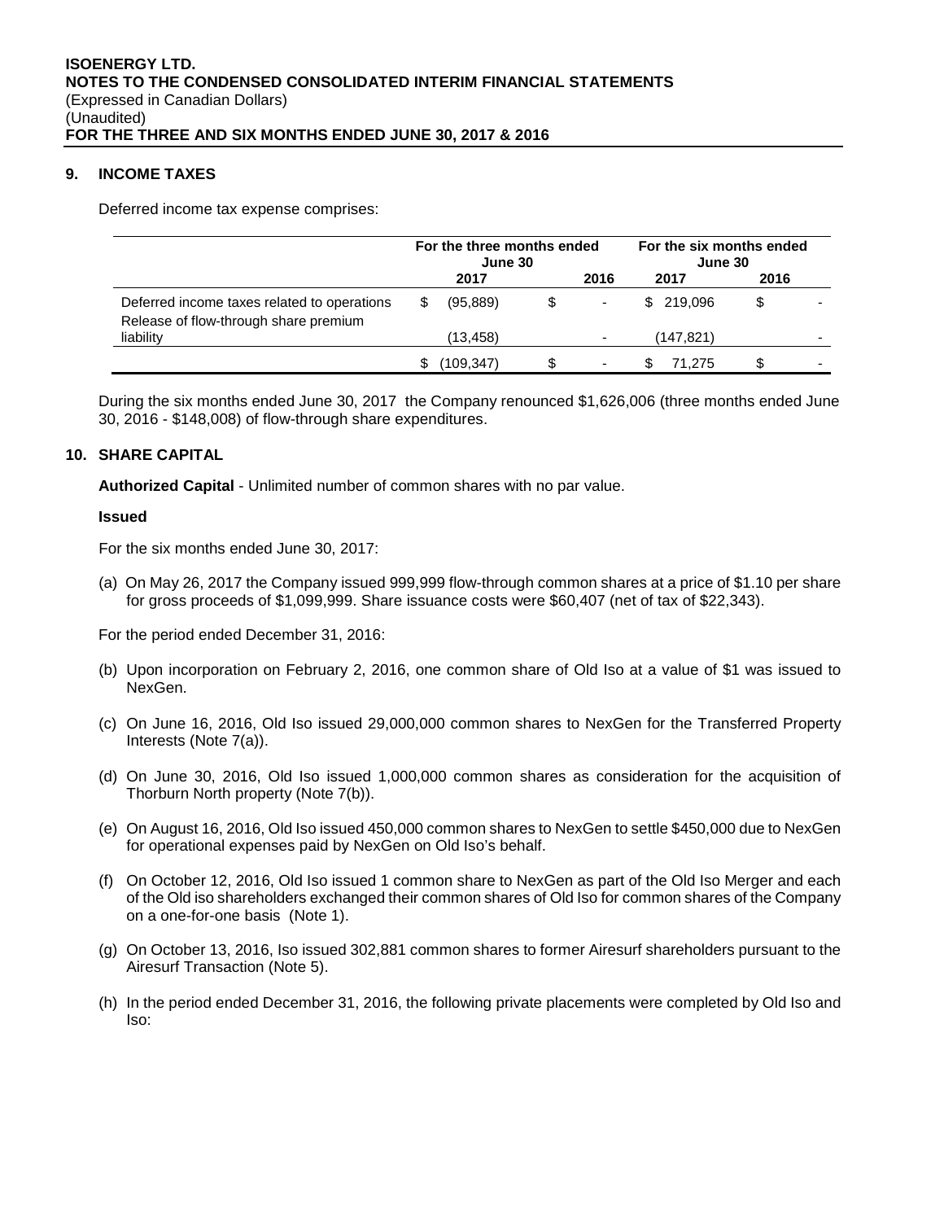## 9. INCOME TAXES

Deferred income tax expense comprises:

| | For the three months ended June 30 | | For the six months ended June 30 | |
|---|---|---|---|---|
| | 2017 | 2016 | 2017 | 2016 |
| Deferred income taxes related to operations | $ (95,889) | $ - | $ 219,096 | $ - |
| Release of flow-through share premium liability | (13,458) | - | (147,821) | - |
| | $ (109,347) | $ - | $ 71,275 | $ - |

During the six months ended June 30, 2017 the Company renounced $1,626,006 (three months ended June 30, 2016 - $148,008) of flow-through share expenditures.

## 10. SHARE CAPITAL

**Authorized Capital** - Unlimited number of common shares with no par value.

**Issued**

For the six months ended June 30, 2017:

(a) On May 26, 2017 the Company issued 999,999 flow-through common shares at a price of $1.10 per share for gross proceeds of $1,099,999. Share issuance costs were $60,407 (net of tax of $22,343).

For the period ended December 31, 2016:

(b) Upon incorporation on February 2, 2016, one common share of Old Iso at a value of $1 was issued to NexGen.

(c) On June 16, 2016, Old Iso issued 29,000,000 common shares to NexGen for the Transferred Property Interests (Note 7(a)).

(d) On June 30, 2016, Old Iso issued 1,000,000 common shares as consideration for the acquisition of Thorburn North property (Note 7(b)).

(e) On August 16, 2016, Old Iso issued 450,000 common shares to NexGen to settle $450,000 due to NexGen for operational expenses paid by NexGen on Old Iso's behalf.

(f) On October 12, 2016, Old Iso issued 1 common share to NexGen as part of the Old Iso Merger and each of the Old iso shareholders exchanged their common shares of Old Iso for common shares of the Company on a one-for-one basis (Note 1).

(g) On October 13, 2016, Iso issued 302,881 common shares to former Airesurf shareholders pursuant to the Airesurf Transaction (Note 5).

(h) In the period ended December 31, 2016, the following private placements were completed by Old Iso and Iso: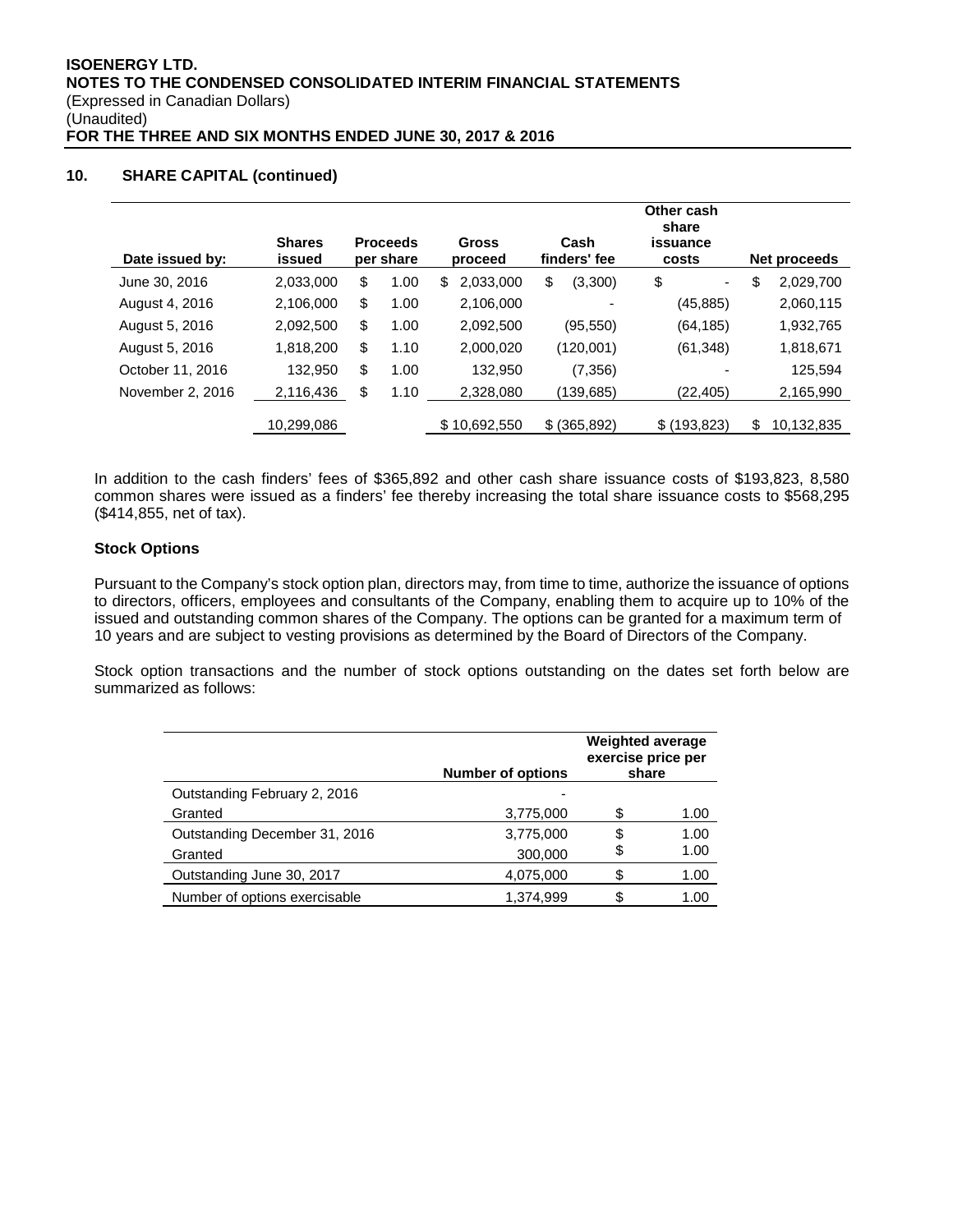## 10. SHARE CAPITAL (continued)

| Date issued by: | Shares issued | Proceeds per share | Gross proceed | Cash finders' fee | Other cash share issuance costs | Net proceeds |
|---|---|---|---|---|---|---|
| June 30, 2016 | 2,033,000 | $ 1.00 | $ 2,033,000 | $ (3,300) | $ - | $ 2,029,700 |
| August 4, 2016 | 2,106,000 | $ 1.00 | 2,106,000 | - | (45,885) | 2,060,115 |
| August 5, 2016 | 2,092,500 | $ 1.00 | 2,092,500 | (95,550) | (64,185) | 1,932,765 |
| August 5, 2016 | 1,818,200 | $ 1.10 | 2,000,020 | (120,001) | (61,348) | 1,818,671 |
| October 11, 2016 | 132,950 | $ 1.00 | 132,950 | (7,356) | - | 125,594 |
| November 2, 2016 | 2,116,436 | $ 1.10 | 2,328,080 | (139,685) | (22,405) | 2,165,990 |
| | 10,299,086 | | $ 10,692,550 | $ (365,892) | $ (193,823) | $ 10,132,835 |

In addition to the cash finders' fees of $365,892 and other cash share issuance costs of $193,823, 8,580 common shares were issued as a finders' fee thereby increasing the total share issuance costs to $568,295 ($414,855, net of tax).

### Stock Options

Pursuant to the Company's stock option plan, directors may, from time to time, authorize the issuance of options to directors, officers, employees and consultants of the Company, enabling them to acquire up to 10% of the issued and outstanding common shares of the Company. The options can be granted for a maximum term of 10 years and are subject to vesting provisions as determined by the Board of Directors of the Company.

Stock option transactions and the number of stock options outstanding on the dates set forth below are summarized as follows:

| | Number of options | Weighted average exercise price per share |
|---|---|---|
| Outstanding February 2, 2016 | - | |
| Granted | 3,775,000 | $ 1.00 |
| Outstanding December 31, 2016 | 3,775,000 | $ 1.00 |
| Granted | 300,000 | $ 1.00 |
| Outstanding June 30, 2017 | 4,075,000 | $ 1.00 |
| Number of options exercisable | 1,374,999 | $ 1.00 |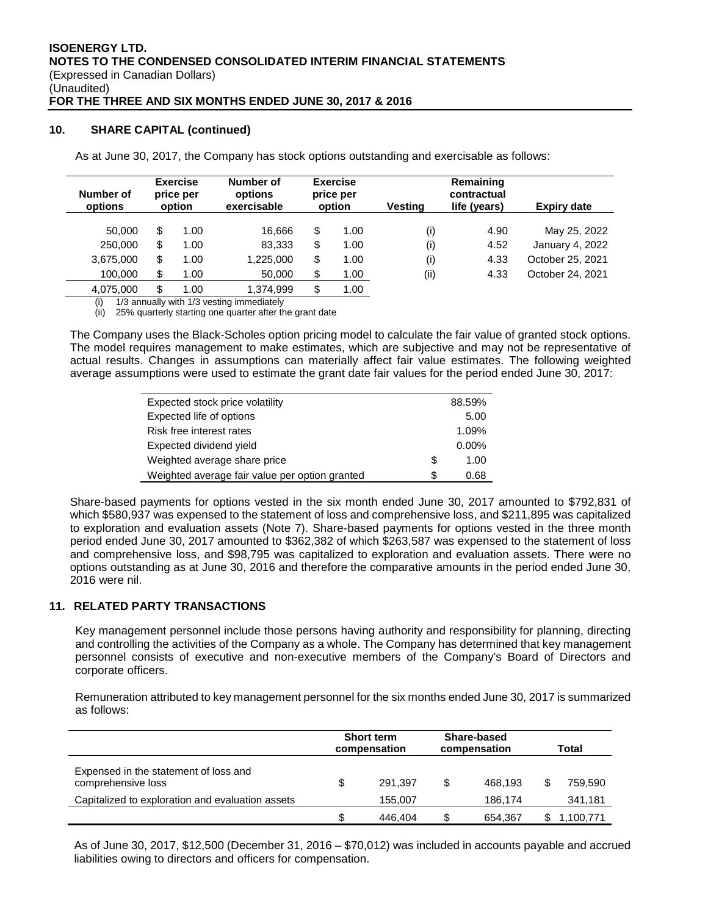## 10. SHARE CAPITAL (continued)

As at June 30, 2017, the Company has stock options outstanding and exercisable as follows:

| Number of options | Exercise price per option | Number of options exercisable | Exercise price per option | Vesting | Remaining contractual life (years) | Expiry date |
|---|---|---|---|---|---|---|
| 50,000 | $ 1.00 | 16,666 | $ 1.00 | (i) | 4.90 | May 25, 2022 |
| 250,000 | $ 1.00 | 83,333 | $ 1.00 | (i) | 4.52 | January 4, 2022 |
| 3,675,000 | $ 1.00 | 1,225,000 | $ 1.00 | (i) | 4.33 | October 25, 2021 |
| 100,000 | $ 1.00 | 50,000 | $ 1.00 | (ii) | 4.33 | October 24, 2021 |
| 4,075,000 | $ 1.00 | 1,374,999 | $ 1.00 | | | |

(i) 1/3 annually with 1/3 vesting immediately
(ii) 25% quarterly starting one quarter after the grant date

The Company uses the Black-Scholes option pricing model to calculate the fair value of granted stock options. The model requires management to make estimates, which are subjective and may not be representative of actual results. Changes in assumptions can materially affect fair value estimates. The following weighted average assumptions were used to estimate the grant date fair values for the period ended June 30, 2017:

| | |
|---|---|
| Expected stock price volatility | 88.59% |
| Expected life of options | 5.00 |
| Risk free interest rates | 1.09% |
| Expected dividend yield | 0.00% |
| Weighted average share price | $ 1.00 |
| Weighted average fair value per option granted | $ 0.68 |

Share-based payments for options vested in the six month ended June 30, 2017 amounted to $792,831 of which $580,937 was expensed to the statement of loss and comprehensive loss, and $211,895 was capitalized to exploration and evaluation assets (Note 7). Share-based payments for options vested in the three month period ended June 30, 2017 amounted to $362,382 of which $263,587 was expensed to the statement of loss and comprehensive loss, and $98,795 was capitalized to exploration and evaluation assets. There were no options outstanding as at June 30, 2016 and therefore the comparative amounts in the period ended June 30, 2016 were nil.

## 11. RELATED PARTY TRANSACTIONS

Key management personnel include those persons having authority and responsibility for planning, directing and controlling the activities of the Company as a whole. The Company has determined that key management personnel consists of executive and non-executive members of the Company's Board of Directors and corporate officers.

Remuneration attributed to key management personnel for the six months ended June 30, 2017 is summarized as follows:

| | Short term compensation | Share-based compensation | Total |
|---|---|---|---|
| Expensed in the statement of loss and comprehensive loss | $ 291,397 | $ 468,193 | $ 759,590 |
| Capitalized to exploration and evaluation assets | 155,007 | 186,174 | 341,181 |
| | $ 446,404 | $ 654,367 | $ 1,100,771 |

As of June 30, 2017, $12,500 (December 31, 2016 – $70,012) was included in accounts payable and accrued liabilities owing to directors and officers for compensation.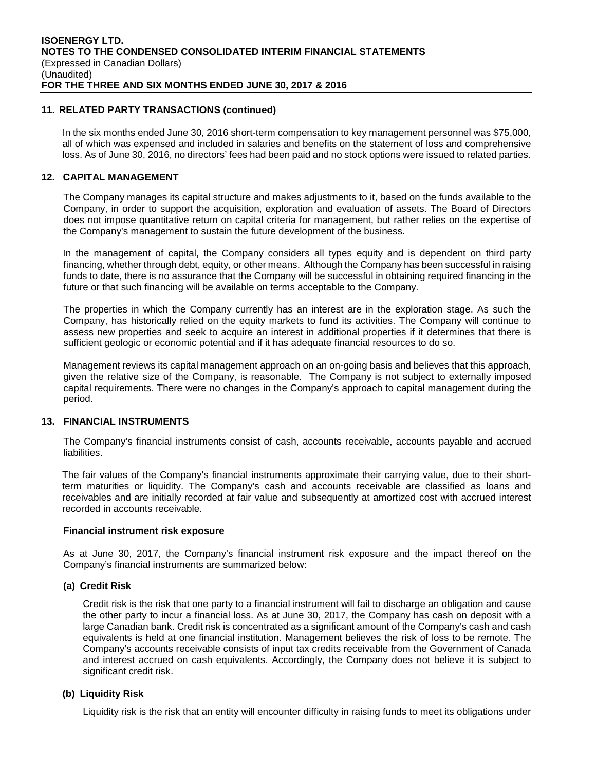## 11. RELATED PARTY TRANSACTIONS (continued)

In the six months ended June 30, 2016 short-term compensation to key management personnel was $75,000, all of which was expensed and included in salaries and benefits on the statement of loss and comprehensive loss. As of June 30, 2016, no directors' fees had been paid and no stock options were issued to related parties.

## 12. CAPITAL MANAGEMENT

The Company manages its capital structure and makes adjustments to it, based on the funds available to the Company, in order to support the acquisition, exploration and evaluation of assets. The Board of Directors does not impose quantitative return on capital criteria for management, but rather relies on the expertise of the Company's management to sustain the future development of the business.

In the management of capital, the Company considers all types equity and is dependent on third party financing, whether through debt, equity, or other means. Although the Company has been successful in raising funds to date, there is no assurance that the Company will be successful in obtaining required financing in the future or that such financing will be available on terms acceptable to the Company.

The properties in which the Company currently has an interest are in the exploration stage. As such the Company, has historically relied on the equity markets to fund its activities. The Company will continue to assess new properties and seek to acquire an interest in additional properties if it determines that there is sufficient geologic or economic potential and if it has adequate financial resources to do so.

Management reviews its capital management approach on an on-going basis and believes that this approach, given the relative size of the Company, is reasonable. The Company is not subject to externally imposed capital requirements. There were no changes in the Company's approach to capital management during the period.

## 13. FINANCIAL INSTRUMENTS

The Company's financial instruments consist of cash, accounts receivable, accounts payable and accrued liabilities.

The fair values of the Company's financial instruments approximate their carrying value, due to their short-term maturities or liquidity. The Company's cash and accounts receivable are classified as loans and receivables and are initially recorded at fair value and subsequently at amortized cost with accrued interest recorded in accounts receivable.

### Financial instrument risk exposure

As at June 30, 2017, the Company's financial instrument risk exposure and the impact thereof on the Company's financial instruments are summarized below:

#### (a) Credit Risk

Credit risk is the risk that one party to a financial instrument will fail to discharge an obligation and cause the other party to incur a financial loss. As at June 30, 2017, the Company has cash on deposit with a large Canadian bank. Credit risk is concentrated as a significant amount of the Company's cash and cash equivalents is held at one financial institution. Management believes the risk of loss to be remote. The Company's accounts receivable consists of input tax credits receivable from the Government of Canada and interest accrued on cash equivalents. Accordingly, the Company does not believe it is subject to significant credit risk.

#### (b) Liquidity Risk

Liquidity risk is the risk that an entity will encounter difficulty in raising funds to meet its obligations under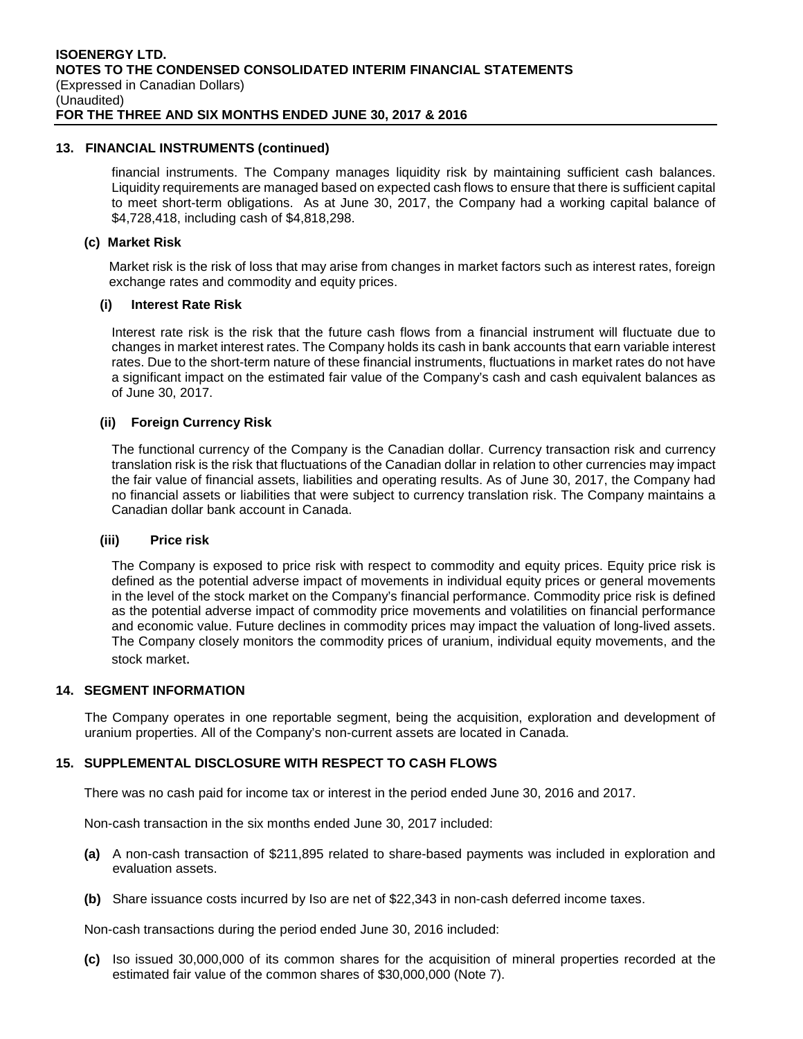## 13. FINANCIAL INSTRUMENTS (continued)

financial instruments. The Company manages liquidity risk by maintaining sufficient cash balances. Liquidity requirements are managed based on expected cash flows to ensure that there is sufficient capital to meet short-term obligations. As at June 30, 2017, the Company had a working capital balance of $4,728,418, including cash of $4,818,298.

### (c) Market Risk

Market risk is the risk of loss that may arise from changes in market factors such as interest rates, foreign exchange rates and commodity and equity prices.

#### (i) Interest Rate Risk

Interest rate risk is the risk that the future cash flows from a financial instrument will fluctuate due to changes in market interest rates. The Company holds its cash in bank accounts that earn variable interest rates. Due to the short-term nature of these financial instruments, fluctuations in market rates do not have a significant impact on the estimated fair value of the Company's cash and cash equivalent balances as of June 30, 2017.

#### (ii) Foreign Currency Risk

The functional currency of the Company is the Canadian dollar. Currency transaction risk and currency translation risk is the risk that fluctuations of the Canadian dollar in relation to other currencies may impact the fair value of financial assets, liabilities and operating results. As of June 30, 2017, the Company had no financial assets or liabilities that were subject to currency translation risk. The Company maintains a Canadian dollar bank account in Canada.

#### (iii) Price risk

The Company is exposed to price risk with respect to commodity and equity prices. Equity price risk is defined as the potential adverse impact of movements in individual equity prices or general movements in the level of the stock market on the Company's financial performance. Commodity price risk is defined as the potential adverse impact of commodity price movements and volatilities on financial performance and economic value. Future declines in commodity prices may impact the valuation of long-lived assets. The Company closely monitors the commodity prices of uranium, individual equity movements, and the stock market.

## 14. SEGMENT INFORMATION

The Company operates in one reportable segment, being the acquisition, exploration and development of uranium properties. All of the Company's non-current assets are located in Canada.

## 15. SUPPLEMENTAL DISCLOSURE WITH RESPECT TO CASH FLOWS

There was no cash paid for income tax or interest in the period ended June 30, 2016 and 2017.

Non-cash transaction in the six months ended June 30, 2017 included:

**(a)** A non-cash transaction of $211,895 related to share-based payments was included in exploration and evaluation assets.

**(b)** Share issuance costs incurred by Iso are net of $22,343 in non-cash deferred income taxes.

Non-cash transactions during the period ended June 30, 2016 included:

**(c)** Iso issued 30,000,000 of its common shares for the acquisition of mineral properties recorded at the estimated fair value of the common shares of $30,000,000 (Note 7).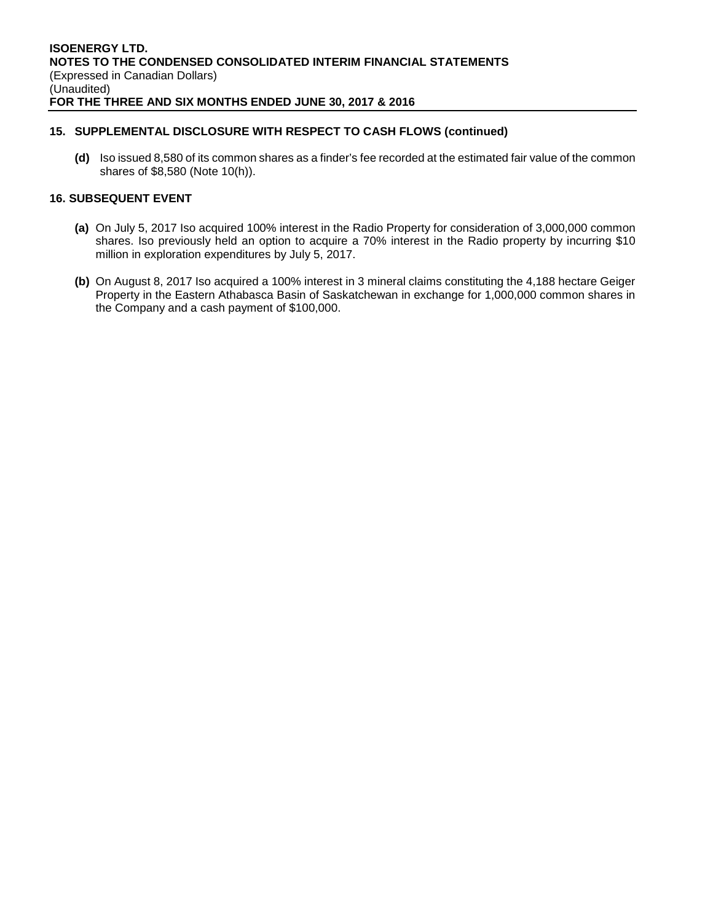## 15. SUPPLEMENTAL DISCLOSURE WITH RESPECT TO CASH FLOWS (continued)

**(d)** Iso issued 8,580 of its common shares as a finder's fee recorded at the estimated fair value of the common shares of $8,580 (Note 10(h)).

## 16. SUBSEQUENT EVENT

**(a)** On July 5, 2017 Iso acquired 100% interest in the Radio Property for consideration of 3,000,000 common shares. Iso previously held an option to acquire a 70% interest in the Radio property by incurring $10 million in exploration expenditures by July 5, 2017.

**(b)** On August 8, 2017 Iso acquired a 100% interest in 3 mineral claims constituting the 4,188 hectare Geiger Property in the Eastern Athabasca Basin of Saskatchewan in exchange for 1,000,000 common shares in the Company and a cash payment of $100,000.